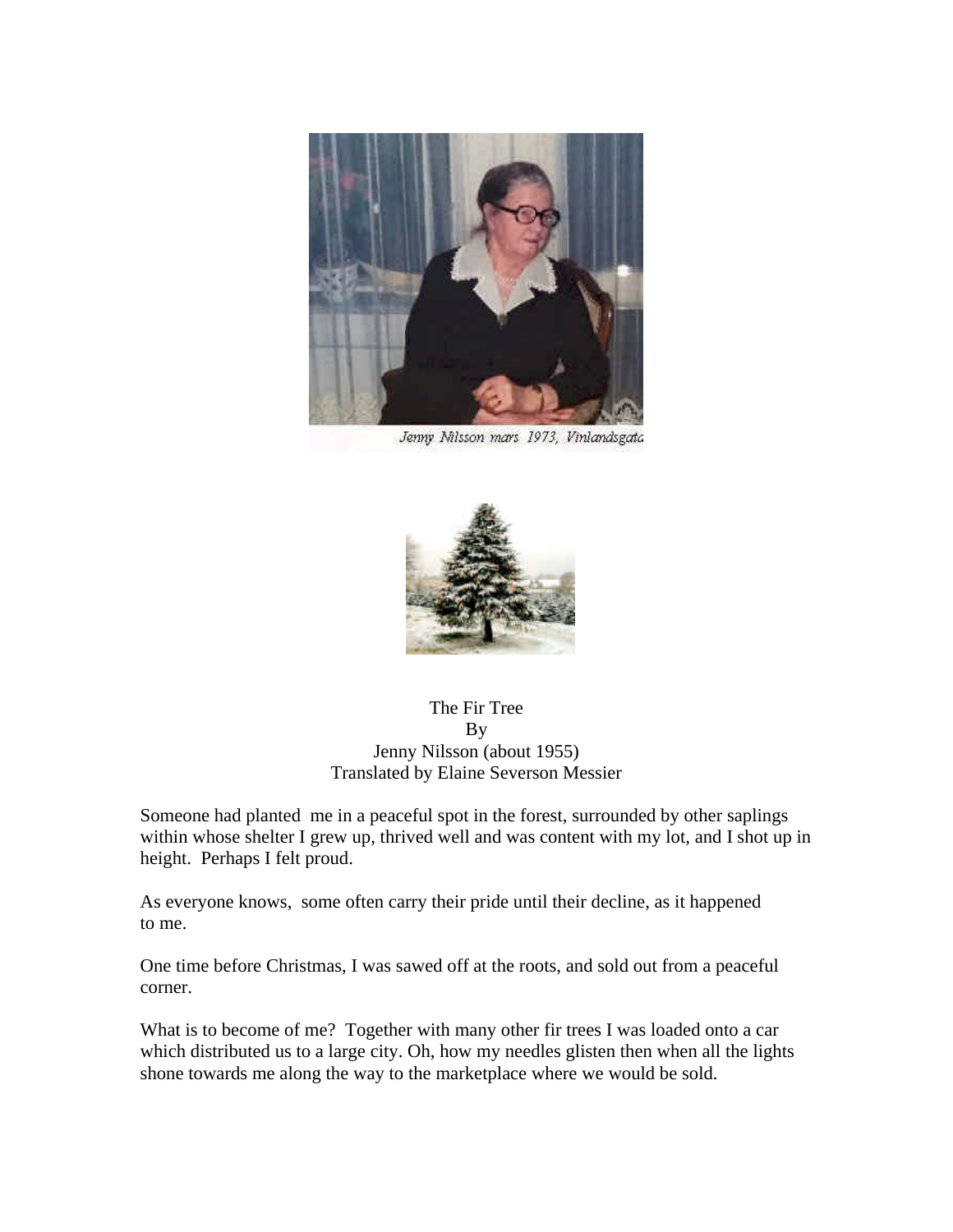Jenny Nilsson mars 1973, Vinlandsgata

The Fir Tree
By
Jenny Nilsson (about 1955)
Translated by Elaine Severson Messier

Someone had planted me in a peaceful spot in the forest, surrounded by other saplings within whose shelter I grew up, thrived well and was content with my lot, and I shot up in height. Perhaps I felt proud.

As everyone knows, some often carry their pride until their decline, as it happened to me.

One time before Christmas, I was sawed off at the roots, and sold out from a peaceful corner.

What is to become of me? Together with many other fir trees I was loaded onto a car which distributed us to a large city. Oh, how my needles glisten then when all the lights shone towards me along the way to the marketplace where we would be sold.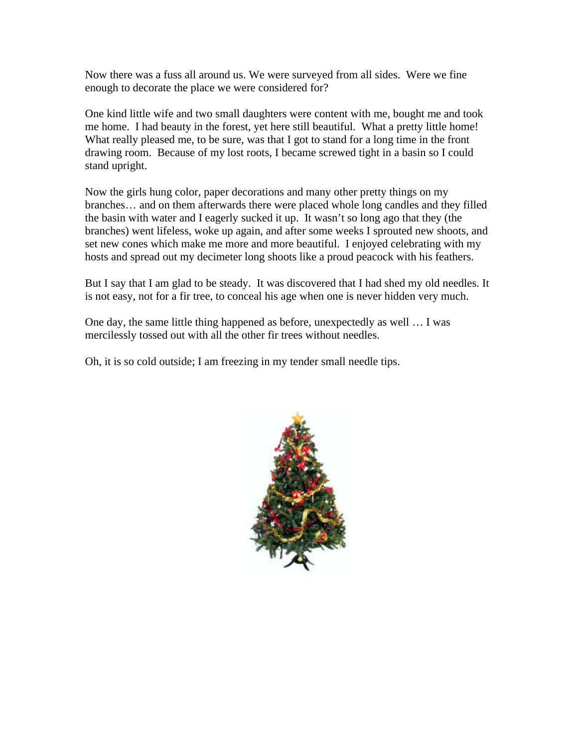Now there was a fuss all around us. We were surveyed from all sides. Were we fine enough to decorate the place we were considered for?

One kind little wife and two small daughters were content with me, bought me and took me home. I had beauty in the forest, yet here still beautiful. What a pretty little home! What really pleased me, to be sure, was that I got to stand for a long time in the front drawing room. Because of my lost roots, I became screwed tight in a basin so I could stand upright.

Now the girls hung color, paper decorations and many other pretty things on my branches… and on them afterwards there were placed whole long candles and they filled the basin with water and I eagerly sucked it up. It wasn't so long ago that they (the branches) went lifeless, woke up again, and after some weeks I sprouted new shoots, and set new cones which make me more and more beautiful. I enjoyed celebrating with my hosts and spread out my decimeter long shoots like a proud peacock with his feathers.

But I say that I am glad to be steady. It was discovered that I had shed my old needles. It is not easy, not for a fir tree, to conceal his age when one is never hidden very much.

One day, the same little thing happened as before, unexpectedly as well … I was mercilessly tossed out with all the other fir trees without needles.

Oh, it is so cold outside; I am freezing in my tender small needle tips.